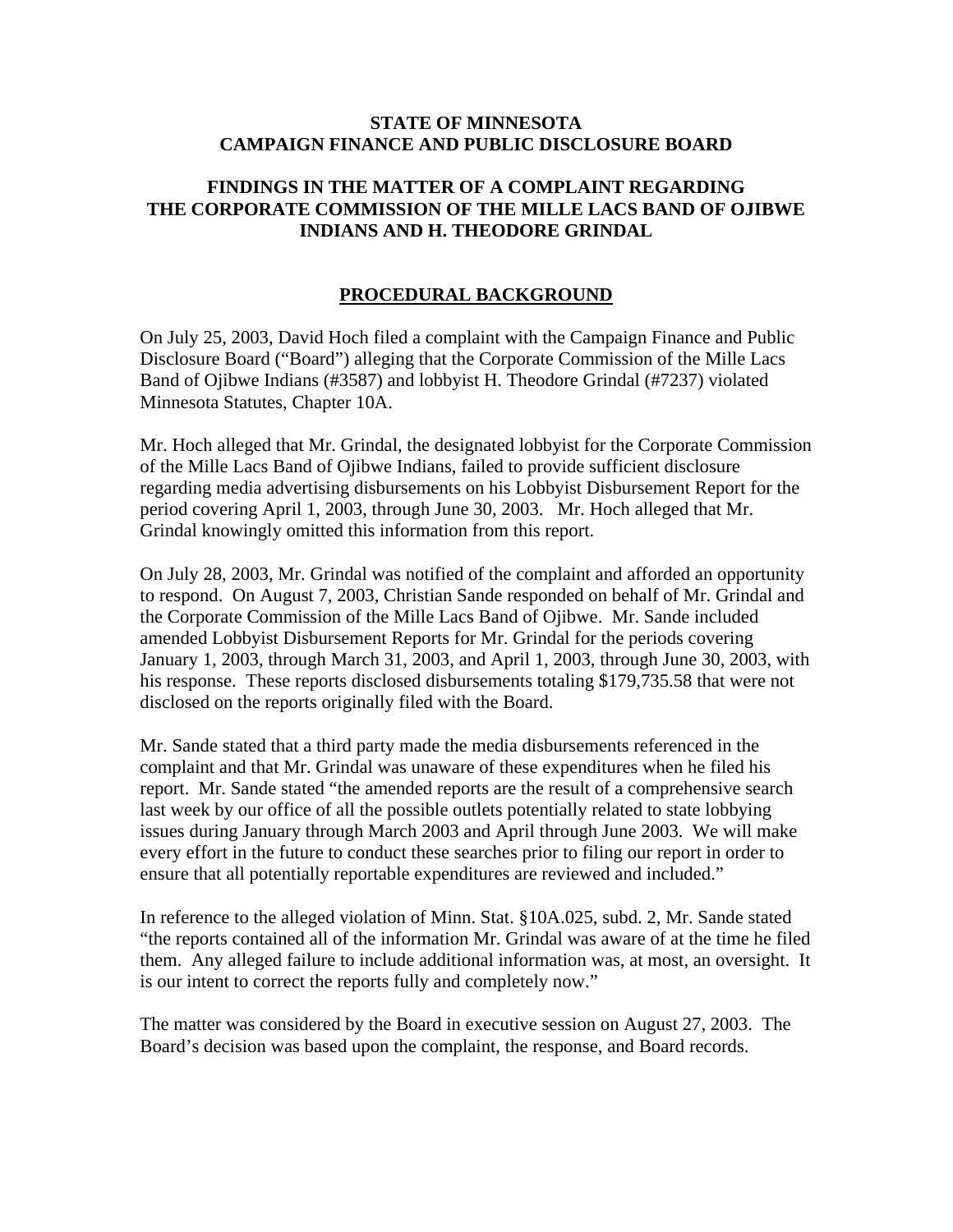**STATE OF MINNESOTA**
**CAMPAIGN FINANCE AND PUBLIC DISCLOSURE BOARD**

# FINDINGS IN THE MATTER OF A COMPLAINT REGARDING THE CORPORATE COMMISSION OF THE MILLE LACS BAND OF OJIBWE INDIANS AND H. THEODORE GRINDAL

## PROCEDURAL BACKGROUND

On July 25, 2003, David Hoch filed a complaint with the Campaign Finance and Public Disclosure Board ("Board") alleging that the Corporate Commission of the Mille Lacs Band of Ojibwe Indians (#3587) and lobbyist H. Theodore Grindal (#7237) violated Minnesota Statutes, Chapter 10A.

Mr. Hoch alleged that Mr. Grindal, the designated lobbyist for the Corporate Commission of the Mille Lacs Band of Ojibwe Indians, failed to provide sufficient disclosure regarding media advertising disbursements on his Lobbyist Disbursement Report for the period covering April 1, 2003, through June 30, 2003. Mr. Hoch alleged that Mr. Grindal knowingly omitted this information from this report.

On July 28, 2003, Mr. Grindal was notified of the complaint and afforded an opportunity to respond. On August 7, 2003, Christian Sande responded on behalf of Mr. Grindal and the Corporate Commission of the Mille Lacs Band of Ojibwe. Mr. Sande included amended Lobbyist Disbursement Reports for Mr. Grindal for the periods covering January 1, 2003, through March 31, 2003, and April 1, 2003, through June 30, 2003, with his response. These reports disclosed disbursements totaling $179,735.58 that were not disclosed on the reports originally filed with the Board.

Mr. Sande stated that a third party made the media disbursements referenced in the complaint and that Mr. Grindal was unaware of these expenditures when he filed his report. Mr. Sande stated "the amended reports are the result of a comprehensive search last week by our office of all the possible outlets potentially related to state lobbying issues during January through March 2003 and April through June 2003. We will make every effort in the future to conduct these searches prior to filing our report in order to ensure that all potentially reportable expenditures are reviewed and included."

In reference to the alleged violation of Minn. Stat. §10A.025, subd. 2, Mr. Sande stated "the reports contained all of the information Mr. Grindal was aware of at the time he filed them. Any alleged failure to include additional information was, at most, an oversight. It is our intent to correct the reports fully and completely now."

The matter was considered by the Board in executive session on August 27, 2003. The Board's decision was based upon the complaint, the response, and Board records.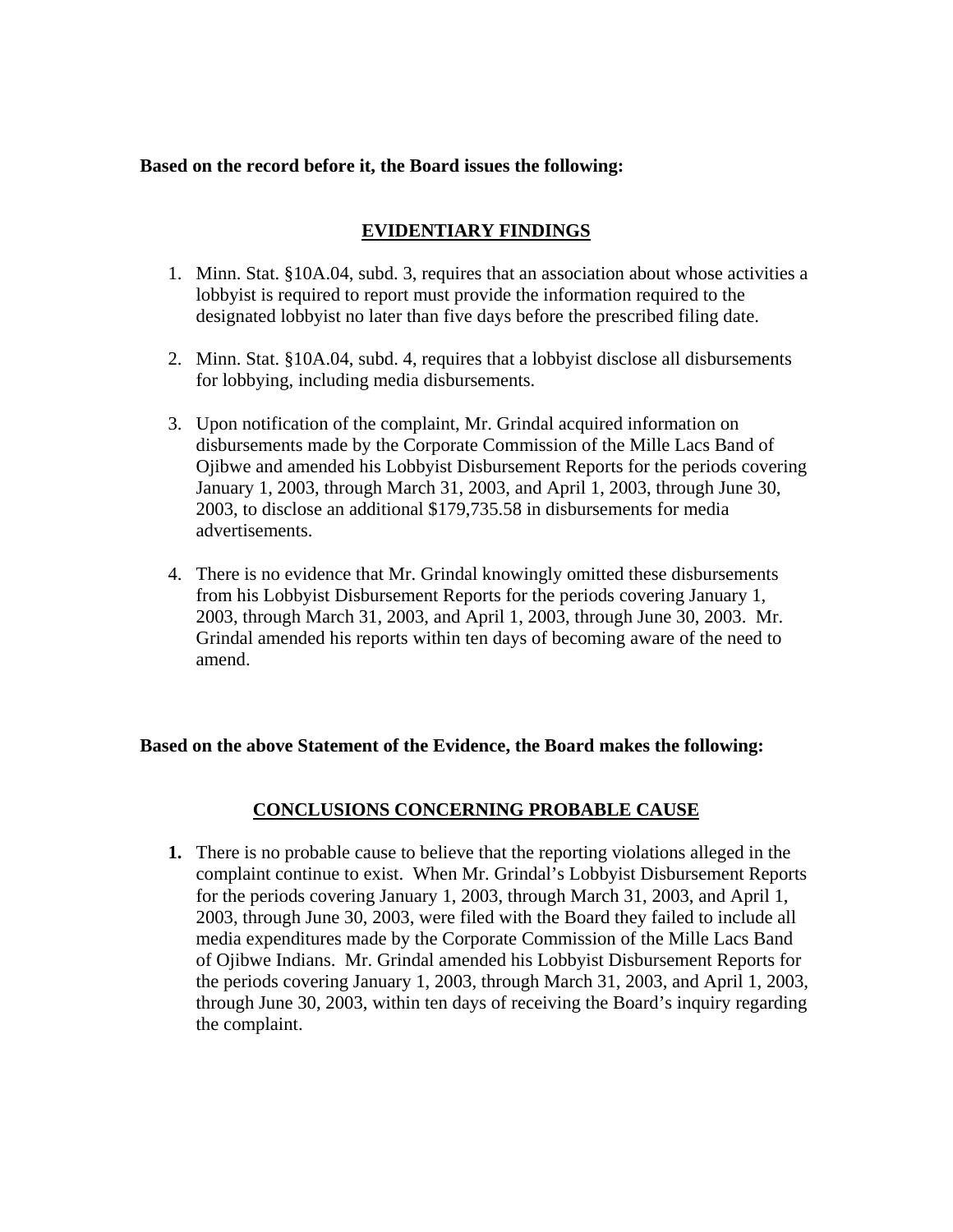**Based on the record before it, the Board issues the following:**

## EVIDENTIARY FINDINGS

1. Minn. Stat. §10A.04, subd. 3, requires that an association about whose activities a lobbyist is required to report must provide the information required to the designated lobbyist no later than five days before the prescribed filing date.

2. Minn. Stat. §10A.04, subd. 4, requires that a lobbyist disclose all disbursements for lobbying, including media disbursements.

3. Upon notification of the complaint, Mr. Grindal acquired information on disbursements made by the Corporate Commission of the Mille Lacs Band of Ojibwe and amended his Lobbyist Disbursement Reports for the periods covering January 1, 2003, through March 31, 2003, and April 1, 2003, through June 30, 2003, to disclose an additional $179,735.58 in disbursements for media advertisements.

4. There is no evidence that Mr. Grindal knowingly omitted these disbursements from his Lobbyist Disbursement Reports for the periods covering January 1, 2003, through March 31, 2003, and April 1, 2003, through June 30, 2003. Mr. Grindal amended his reports within ten days of becoming aware of the need to amend.

**Based on the above Statement of the Evidence, the Board makes the following:**

## CONCLUSIONS CONCERNING PROBABLE CAUSE

1. There is no probable cause to believe that the reporting violations alleged in the complaint continue to exist. When Mr. Grindal's Lobbyist Disbursement Reports for the periods covering January 1, 2003, through March 31, 2003, and April 1, 2003, through June 30, 2003, were filed with the Board they failed to include all media expenditures made by the Corporate Commission of the Mille Lacs Band of Ojibwe Indians. Mr. Grindal amended his Lobbyist Disbursement Reports for the periods covering January 1, 2003, through March 31, 2003, and April 1, 2003, through June 30, 2003, within ten days of receiving the Board's inquiry regarding the complaint.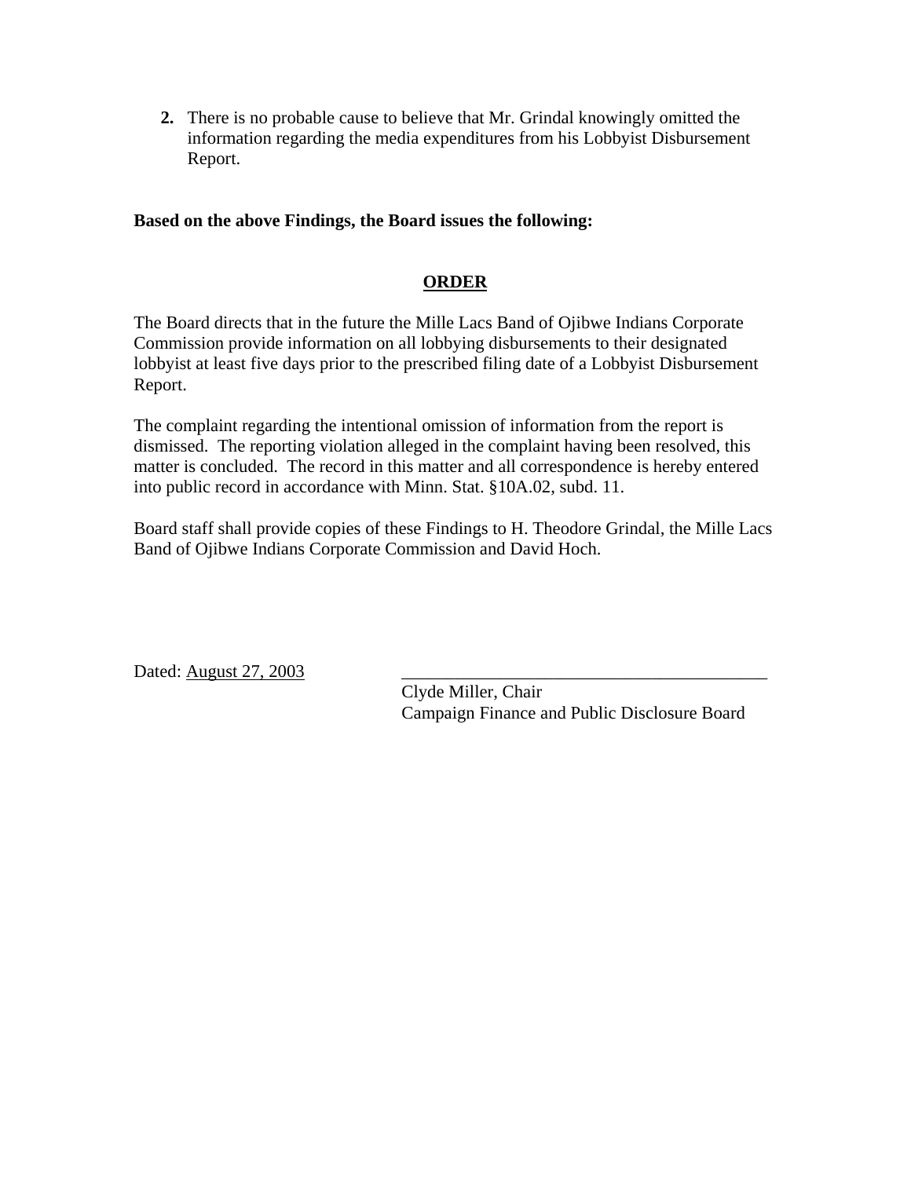2. There is no probable cause to believe that Mr. Grindal knowingly omitted the information regarding the media expenditures from his Lobbyist Disbursement Report.

**Based on the above Findings, the Board issues the following:**

## ORDER

The Board directs that in the future the Mille Lacs Band of Ojibwe Indians Corporate Commission provide information on all lobbying disbursements to their designated lobbyist at least five days prior to the prescribed filing date of a Lobbyist Disbursement Report.

The complaint regarding the intentional omission of information from the report is dismissed. The reporting violation alleged in the complaint having been resolved, this matter is concluded. The record in this matter and all correspondence is hereby entered into public record in accordance with Minn. Stat. §10A.02, subd. 11.

Board staff shall provide copies of these Findings to H. Theodore Grindal, the Mille Lacs Band of Ojibwe Indians Corporate Commission and David Hoch.

Dated: August 27, 2003

\_\_\_\_\_\_\_\_\_\_\_\_\_\_\_\_\_\_\_\_\_\_\_\_\_\_\_\_\_\_\_\_\_\_\_\_\_\_\_\_

Clyde Miller, Chair
Campaign Finance and Public Disclosure Board